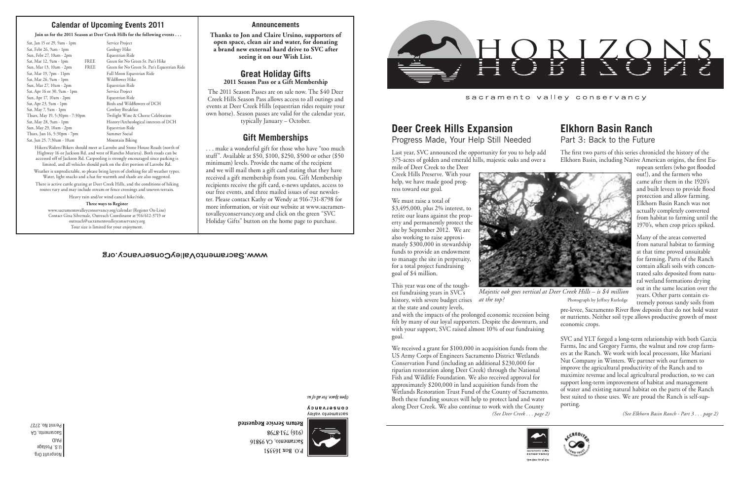## Calendar of Upcoming Events 2011

**Join us for the 2011 Season at Deer Creek Hills for the following events . . .**

| Date/Time | | Event |
|---|---|---|
| Sat, Jan 15 or 29, 9am - 1pm | | Service Project |
| Sat, Febr 26, 9am - 1pm | | Geology Hike |
| Sun, Febr 27, 10am - 2pm | | Equestrian Ride |
| Sat, Mar 12, 9am - 1pm | FREE | Green for No Green St. Pat's Hike |
| Sun, Mar 13, 10am - 2pm | FREE | Green for No Green St. Pat's Equestrian Ride |
| Sat, Mar 19, 7pm - 11pm | | Full Moon Equestrian Ride |
| Sat, Mar 26, 9am - 1pm | | Wildflower Hike |
| Sun, Mar 27, 10am - 2pm | | Equestrian Ride |
| Sat, Apr 16 or 30, 9am - 1pm | | Service Project |
| Sun, Apr 17, 10am - 2pm | | Equestrian Ride |
| Sat, Apr 23, 9am - 1pm | | Birds and Wildflowers of DCH |
| Sat, May 7, 9am - 1pm | | Cowboy Breakfast |
| Thurs, May 19, 5:30pm - 7:30pm | | Twilight Wine & Cheese Celebration |
| Sat, May 28, 9am - 1pm | | History/Archeological interests of DCH |
| Sun, May 29, 10am - 2pm | | Equestrian Ride |
| Thurs, Jun 16, 5:30pm - 7pm | | Summer Social |
| Sat, Jun 25, 7:30am - 10am | | Mountain Biking |

Hikers/Riders/Bikers should meet at Latrobe and Stone House Roads (north of Highway 16 or Jackson Rd. and west of Rancho Murieta). Both roads can be accessed off of Jackson Rd. Carpooling is strongly encouraged since parking is limited, and all vehicles should park on the dirt portion of Latrobe Rd.

Weather is unpredictable, so please bring layers of clothing for all weather types. Water, light snacks and a hat for warmth and shade are also suggested.

There is active cattle grazing at Deer Creek Hills, and the conditions of hiking routes vary and may include stream or fence crossings and uneven terrain.

Heavy rain and/or wind cancel hike/ride.

**Three ways to Register**

www.sacramentovalleyconservancy.org/calendar (Register On-Line)
Contact Gina Silvernale, Outreach Coordinator at 916/612-3719 or outreach@sacramentovalleyconservancy.org
Tour size is limited for your enjoyment.

## Announcements

**Thanks to Jon and Claire Ursino, supporters of open space, clean air and water, for donating a brand new external hard drive to SVC after seeing it on our Wish List.**

## Great Holiday Gifts

**2011 Season Pass or a Gift Membership**

The 2011 Season Passes are on sale now. The $40 Deer Creek Hills Season Pass allows access to all outings and events at Deer Creek Hills (equestrian rides require your own horse). Season passes are valid for the calendar year, typically January – October.

## Gift Memberships

. . . make a wonderful gift for those who have "too much stuff". Available at $50, $100, $250, $500 or other ($50 minimum) levels. Provide the name of the recipient and we will mail them a gift card stating that they have received a gift membership from you. Gift Membership recipients receive the gift card, e-news updates, access to our free events, and three mailed issues of our newsletter. Please contact Kathy or Wendy at 916-731-8798 for more information, or visit our website at www.sacramentovalleyconservancy.org and click on the green "SVC Holiday Gifts" button on the home page to purchase.

www.SacramentoValleyConservancy.org

P.O. Box 163351
Sacramento, CA 95816
(916) 731-8798
**Return Service Requested**

sacramento valley conservancy
*Open Space. For all of us.*

Nonprofit Org.
U.S. Postage
PAID
Sacramento, CA
Permit No. 2727

# HORIZONS

sacramento valley conservancy

## Deer Creek Hills Expansion

### Progress Made, Your Help Still Needed

Last year, SVC announced the opportunity for you to help add 375-acres of golden and emerald hills, majestic oaks and over a mile of Deer Creek to the Deer Creek Hills Preserve. With your help, we have made good progress toward our goal.

We must raise a total of $3,495,000, plus 2% interest, to retire our loans against the property and permanently protect the site by September 2012. We are also working to raise approximately $300,000 in stewardship funds to provide an endowment to manage the site in perpetuity, for a total project fundraising goal of $4 million.

This year was one of the toughest fundraising years in SVC's history, with severe budget crises at the state and county levels, and with the impacts of the prolonged economic recession being felt by many of our loyal supporters. Despite the downturn, and with your support, SVC raised almost 10% of our fundraising goal.

We received a grant for $100,000 in acquisition funds from the US Army Corps of Engineers Sacramento District Wetlands Conservation Fund (including an additional $230,000 for riparian restoration along Deer Creek) through the National Fish and Wildlife Foundation. We also received approval for approximately $200,000 in land acquisition funds from the Wetlands Restoration Trust Fund of the County of Sacramento. Both these funding sources will help to protect land and water along Deer Creek. We also continue to work with the County

*(See Deer Creek . . . page 2)*

*Majestic oak goes vertical at Deer Creek Hills – is $4 million at the top?*
Photograph by Jeffrey Rutledge

## Elkhorn Basin Ranch

### Part 3: Back to the Future

The first two parts of this series chronicled the history of the Elkhorn Basin, including Native American origins, the first European settlers (who got flooded out!), and the farmers who came after them in the 1920's and built levees to provide flood protection and allow farming. Elkhorn Basin Ranch was not actually completely converted from habitat to farming until the 1970's, when crop prices spiked.

Many of the areas converted from natural habitat to farming at that time proved unsuitable for farming. Parts of the Ranch contain alkali soils with concentrated salts deposited from natural wetland formations drying out in the same location over the years. Other parts contain extremely porous sandy soils from pre-levee, Sacramento River flow deposits that do not hold water or nutrients. Neither soil type allows productive growth of most economic crops.

SVC and YLT forged a long-term relationship with both Garcia Farms, Inc and Gregory Farms, the walnut and row crop farmers at the Ranch. We work with local processors, like Mariani Nut Company in Winters. We partner with our farmers to improve the agricultural productivity of the Ranch and to maximize revenue and local agricultural production, so we can support long-term improvement of habitat and management of water and existing natural habitat on the parts of the Ranch best suited to those uses. We are proud the Ranch is self-supporting.

*(See Elkhorn Basin Ranch - Part 3 . . . page 2)*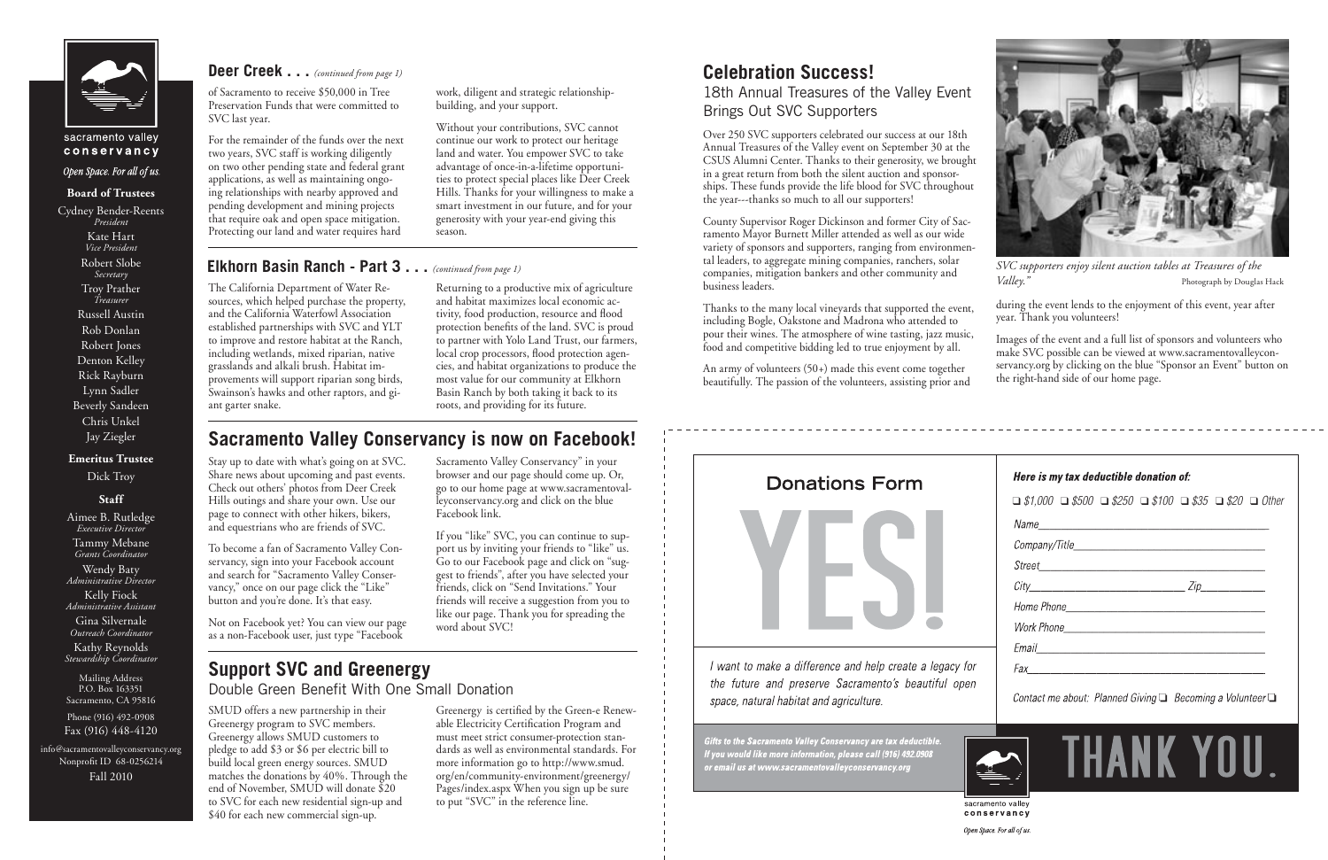sacramento valley conservancy

*Open Space. For all of us.*

**Board of Trustees**

Cydney Bender-Reents
*President*
Kate Hart
*Vice President*
Robert Slobe
*Secretary*
Troy Prather
*Treasurer*
Russell Austin
Rob Donlan
Robert Jones
Denton Kelley
Rick Rayburn
Lynn Sadler
Beverly Sandeen
Chris Unkel
Jay Ziegler

**Emeritus Trustee**

Dick Troy

**Staff**

Aimee B. Rutledge
*Executive Director*
Tammy Mebane
*Grants Coordinator*
Wendy Baty
*Administrative Director*
Kelly Fiock
*Administrative Assistant*
Gina Silvernale
*Outreach Coordinator*
Kathy Reynolds
*Stewardship Coordinator*

Mailing Address
P.O. Box 163351
Sacramento, CA 95816

Phone (916) 492-0908
Fax (916) 448-4120

info@sacramentovalleyconservancy.org
Nonprofit ID 68-0256214
Fall 2010

## Deer Creek . . . *(continued from page 1)*

of Sacramento to receive $50,000 in Tree Preservation Funds that were committed to SVC last year.

For the remainder of the funds over the next two years, SVC staff is working diligently on two other pending state and federal grant applications, as well as maintaining ongoing relationships with nearby approved and pending development and mining projects that require oak and open space mitigation. Protecting our land and water requires hard work, diligent and strategic relationship-building, and your support.

Without your contributions, SVC cannot continue our work to protect our heritage land and water. You empower SVC to take advantage of once-in-a-lifetime opportunities to protect special places like Deer Creek Hills. Thanks for your willingness to make a smart investment in our future, and for your generosity with your year-end giving this season.

## Elkhorn Basin Ranch - Part 3 . . . *(continued from page 1)*

The California Department of Water Resources, which helped purchase the property, and the California Waterfowl Association established partnerships with SVC and YLT to improve and restore habitat at the Ranch, including wetlands, mixed riparian, native grasslands and alkali brush. Habitat improvements will support riparian song birds, Swainson's hawks and other raptors, and giant garter snake.

Returning to a productive mix of agriculture and habitat maximizes local economic activity, food production, resource and flood protection benefits of the land. SVC is proud to partner with Yolo Land Trust, our farmers, local crop processors, flood protection agencies, and habitat organizations to produce the most value for our community at Elkhorn Basin Ranch by both taking it back to its roots, and providing for its future.

## Sacramento Valley Conservancy is now on Facebook!

Stay up to date with what's going on at SVC. Share news about upcoming and past events. Check out others' photos from Deer Creek Hills outings and share your own. Use our page to connect with other hikers, bikers, and equestrians who are friends of SVC.

To become a fan of Sacramento Valley Conservancy, sign into your Facebook account and search for "Sacramento Valley Conservancy," once on our page click the "Like" button and you're done. It's that easy.

Not on Facebook yet? You can view our page as a non-Facebook user, just type "Facebook Sacramento Valley Conservancy" in your browser and our page should come up. Or, go to our home page at www.sacramentovalleyconservancy.org and click on the blue Facebook link.

If you "like" SVC, you can continue to support us by inviting your friends to "like" us. Go to our Facebook page and click on "suggest to friends", after you have selected your friends, click on "Send Invitations." Your friends will receive a suggestion from you to like our page. Thank you for spreading the word about SVC!

## Support SVC and Greenergy

### Double Green Benefit With One Small Donation

SMUD offers a new partnership in their Greenergy program to SVC members. Greenergy allows SMUD customers to pledge to add $3 or $6 per electric bill to build local green energy sources. SMUD matches the donations by 40%. Through the end of November, SMUD will donate $20 to SVC for each new residential sign-up and $40 for each new commercial sign-up.

Greenergy is certified by the Green-e Renewable Electricity Certification Program and must meet strict consumer-protection standards as well as environmental standards. For more information go to http://www.smud.org/en/community-environment/greenergy/Pages/index.aspx When you sign up be sure to put "SVC" in the reference line.

## Celebration Success!

### 18th Annual Treasures of the Valley Event Brings Out SVC Supporters

Over 250 SVC supporters celebrated our success at our 18th Annual Treasures of the Valley event on September 30 at the CSUS Alumni Center. Thanks to their generosity, we brought in a great return from both the silent auction and sponsorships. These funds provide the life blood for SVC throughout the year---thanks so much to all our supporters!

County Supervisor Roger Dickinson and former City of Sacramento Mayor Burnett Miller attended as well as our wide variety of sponsors and supporters, ranging from environmental leaders, to aggregate mining companies, ranchers, solar companies, mitigation bankers and other community and business leaders.

Thanks to the many local vineyards that supported the event, including Bogle, Oakstone and Madrona who attended to pour their wines. The atmosphere of wine tasting, jazz music, food and competitive bidding led to true enjoyment by all.

An army of volunteers (50+) made this event come together beautifully. The passion of the volunteers, assisting prior and during the event lends to the enjoyment of this event, year after year. Thank you volunteers!

Images of the event and a full list of sponsors and volunteers who make SVC possible can be viewed at www.sacramentovalleyconservancy.org by clicking on the blue "Sponsor an Event" button on the right-hand side of our home page.

*SVC supporters enjoy silent auction tables at Treasures of the Valley."* Photograph by Douglas Hack

## Donations Form

# YES!

*I want to make a difference and help create a legacy for the future and preserve Sacramento's beautiful open space, natural habitat and agriculture.*

***Gifts to the Sacramento Valley Conservancy are tax deductible. If you would like more information, please call (916) 492.0908 or email us at www.sacramentovalleyconservancy.org***

***Here is my tax deductible donation of:***

❑ $1,000 ❑ $500 ❑ $250 ❑ $100 ❑ $35 ❑ $20 ❑ Other

Name________________________________

Company/Title________________________

Street________________________________

City_____________________ Zip__________

Home Phone__________________________

Work Phone__________________________

Email_________________________________

Fax__________________________________

Contact me about: Planned Giving ❑ Becoming a Volunteer ❑

# THANK YOU.

sacramento valley conservancy

*Open Space. For all of us.*